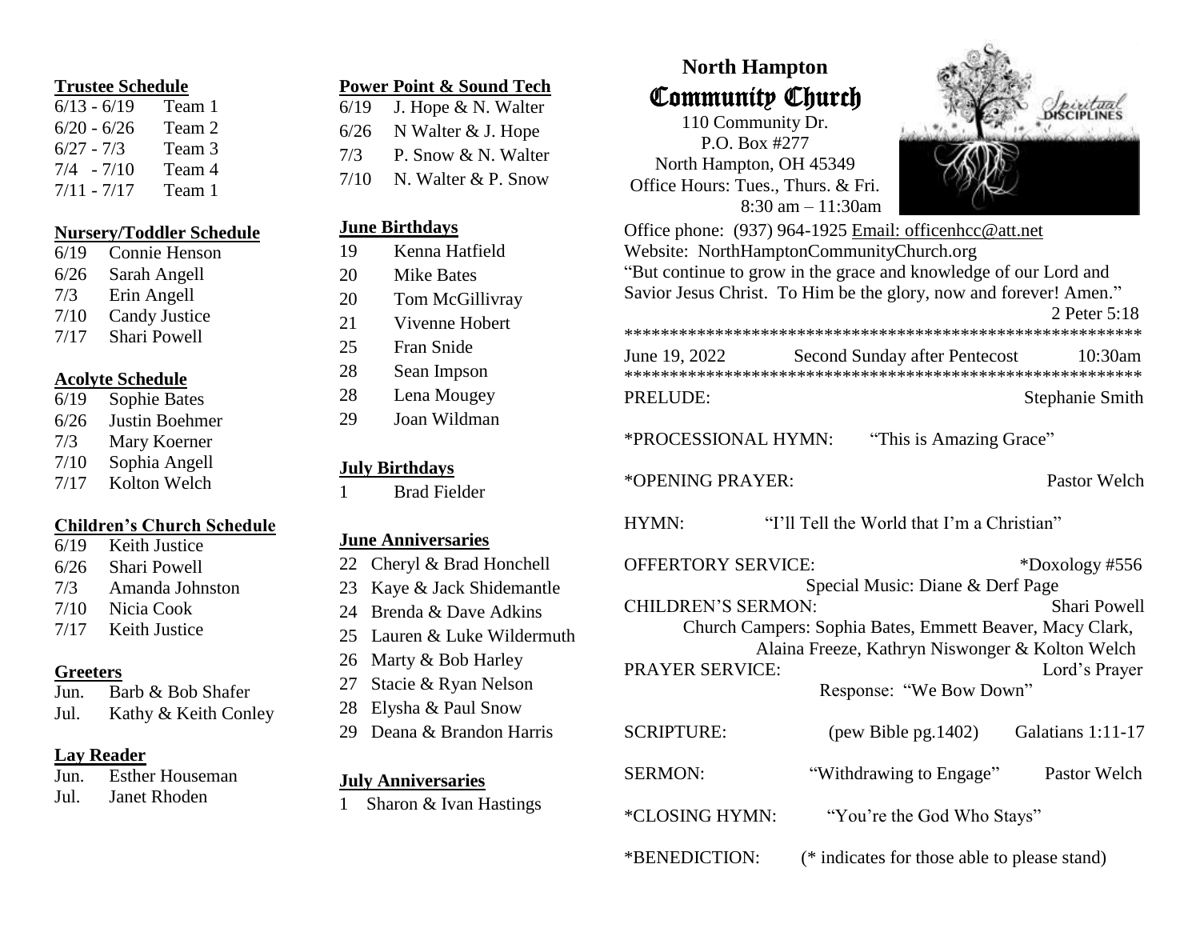### Trustee Schedule

| | |
|---|---|
| 6/13 - 6/19 | Team 1 |
| 6/20 - 6/26 | Team 2 |
| 6/27 - 7/3 | Team 3 |
| 7/4 - 7/10 | Team 4 |
| 7/11 - 7/17 | Team 1 |

### Nursery/Toddler Schedule

- 6/19 Connie Henson
- 6/26 Sarah Angell
- 7/3 Erin Angell
- 7/10 Candy Justice
- 7/17 Shari Powell

### Acolyte Schedule

- 6/19 Sophie Bates
- 6/26 Justin Boehmer
- 7/3 Mary Koerner
- 7/10 Sophia Angell
- 7/17 Kolton Welch

### Children's Church Schedule

- 6/19 Keith Justice
- 6/26 Shari Powell
- 7/3 Amanda Johnston
- 7/10 Nicia Cook
- 7/17 Keith Justice

### Greeters

- Jun. Barb & Bob Shafer
- Jul. Kathy & Keith Conley

### Lay Reader

- Jun. Esther Houseman
- Jul. Janet Rhoden

### Power Point & Sound Tech

- 6/19 J. Hope & N. Walter
- 6/26 N Walter & J. Hope
- 7/3 P. Snow & N. Walter
- 7/10 N. Walter & P. Snow

### June Birthdays

- 19 Kenna Hatfield
- 20 Mike Bates
- 20 Tom McGillivray
- 21 Vivenne Hobert
- 25 Fran Snide
- 28 Sean Impson
- 28 Lena Mougey
- 29 Joan Wildman

### July Birthdays

- 1 Brad Fielder

### June Anniversaries

- 22 Cheryl & Brad Honchell
- 23 Kaye & Jack Shidemantle
- 24 Brenda & Dave Adkins
- 25 Lauren & Luke Wildermuth
- 26 Marty & Bob Harley
- 27 Stacie & Ryan Nelson
- 28 Elysha & Paul Snow
- 29 Deana & Brandon Harris

### July Anniversaries

- 1 Sharon & Ivan Hastings

# North Hampton Community Church

110 Community Dr.
P.O. Box #277
North Hampton, OH 45349
Office Hours: Tues., Thurs. & Fri.
8:30 am – 11:30am

Spiritual Disciplines

Office phone: (937) 964-1925 Email: officenhcc@att.net
Website: NorthHamptonCommunityChurch.org

"But continue to grow in the grace and knowledge of our Lord and Savior Jesus Christ. To Him be the glory, now and forever! Amen."
2 Peter 5:18

**************************************************************

June 19, 2022 Second Sunday after Pentecost 10:30am

**************************************************************

PRELUDE: Stephanie Smith

*PROCESSIONAL HYMN: "This is Amazing Grace"

*OPENING PRAYER: Pastor Welch

HYMN: "I'll Tell the World that I'm a Christian"

OFFERTORY SERVICE: *Doxology #556
Special Music: Diane & Derf Page

CHILDREN'S SERMON: Shari Powell
Church Campers: Sophia Bates, Emmett Beaver, Macy Clark, Alaina Freeze, Kathryn Niswonger & Kolton Welch

PRAYER SERVICE: Lord's Prayer
Response: "We Bow Down"

SCRIPTURE: (pew Bible pg.1402) Galatians 1:11-17

SERMON: "Withdrawing to Engage" Pastor Welch

*CLOSING HYMN: "You're the God Who Stays"

*BENEDICTION: (* indicates for those able to please stand)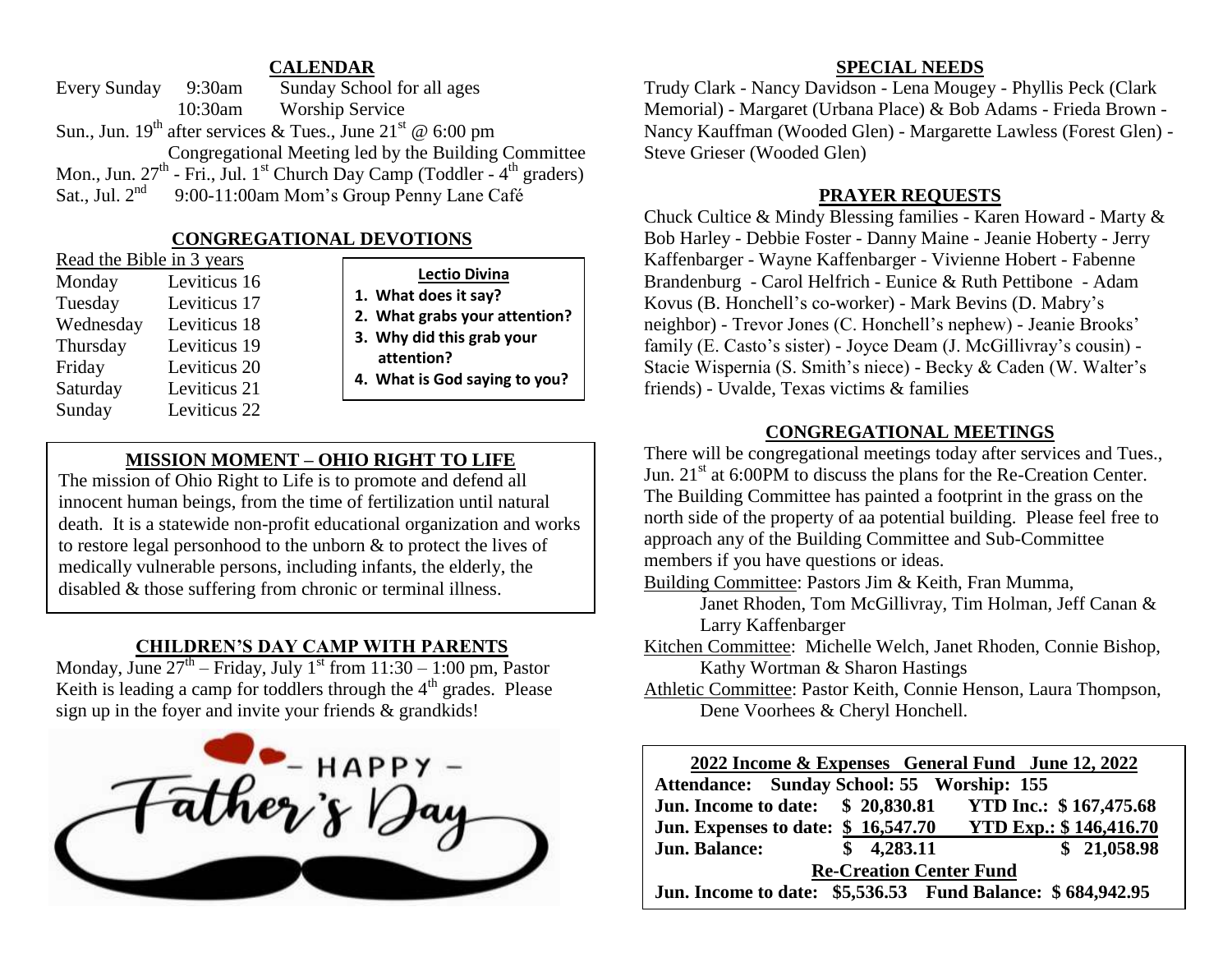## CALENDAR

| | | |
|---|---|---|
| Every Sunday | 9:30am | Sunday School for all ages |
| | 10:30am | Worship Service |

Sun., Jun. 19th after services & Tues., June 21st @ 6:00 pm
Congregational Meeting led by the Building Committee

Mon., Jun. 27th - Fri., Jul. 1st Church Day Camp (Toddler - 4th graders)

Sat., Jul. 2nd 9:00-11:00am Mom's Group Penny Lane Café

## CONGREGATIONAL DEVOTIONS

Read the Bible in 3 years

| | |
|---|---|
| Monday | Leviticus 16 |
| Tuesday | Leviticus 17 |
| Wednesday | Leviticus 18 |
| Thursday | Leviticus 19 |
| Friday | Leviticus 20 |
| Saturday | Leviticus 21 |
| Sunday | Leviticus 22 |

**Lectio Divina**

1. **What does it say?**
2. **What grabs your attention?**
3. **Why did this grab your attention?**
4. **What is God saying to you?**

## MISSION MOMENT – OHIO RIGHT TO LIFE

The mission of Ohio Right to Life is to promote and defend all innocent human beings, from the time of fertilization until natural death. It is a statewide non-profit educational organization and works to restore legal personhood to the unborn & to protect the lives of medically vulnerable persons, including infants, the elderly, the disabled & those suffering from chronic or terminal illness.

## CHILDREN'S DAY CAMP WITH PARENTS

Monday, June 27th – Friday, July 1st from 11:30 – 1:00 pm, Pastor Keith is leading a camp for toddlers through the 4th grades. Please sign up in the foyer and invite your friends & grandkids!

Happy Father's Day

## SPECIAL NEEDS

Trudy Clark - Nancy Davidson - Lena Mougey - Phyllis Peck (Clark Memorial) - Margaret (Urbana Place) & Bob Adams - Frieda Brown - Nancy Kauffman (Wooded Glen) - Margarette Lawless (Forest Glen) - Steve Grieser (Wooded Glen)

## PRAYER REQUESTS

Chuck Cultice & Mindy Blessing families - Karen Howard - Marty & Bob Harley - Debbie Foster - Danny Maine - Jeanie Hoberty - Jerry Kaffenbarger - Wayne Kaffenbarger - Vivienne Hobert - Fabenne Brandenburg - Carol Helfrich - Eunice & Ruth Pettibone - Adam Kovus (B. Honchell's co-worker) - Mark Bevins (D. Mabry's neighbor) - Trevor Jones (C. Honchell's nephew) - Jeanie Brooks' family (E. Casto's sister) - Joyce Deam (J. McGillivray's cousin) - Stacie Wispernia (S. Smith's niece) - Becky & Caden (W. Walter's friends) - Uvalde, Texas victims & families

## CONGREGATIONAL MEETINGS

There will be congregational meetings today after services and Tues., Jun. 21st at 6:00PM to discuss the plans for the Re-Creation Center. The Building Committee has painted a footprint in the grass on the north side of the property of aa potential building. Please feel free to approach any of the Building Committee and Sub-Committee members if you have questions or ideas.

Building Committee: Pastors Jim & Keith, Fran Mumma, Janet Rhoden, Tom McGillivray, Tim Holman, Jeff Canan & Larry Kaffenbarger

Kitchen Committee: Michelle Welch, Janet Rhoden, Connie Bishop, Kathy Wortman & Sharon Hastings

Athletic Committee: Pastor Keith, Connie Henson, Laura Thompson, Dene Voorhees & Cheryl Honchell.

**2022 Income & Expenses General Fund June 12, 2022**

**Attendance: Sunday School: 55 Worship: 155**

| | | | |
|---|---|---|---|
| **Jun. Income to date:** | **$ 20,830.81** | **YTD Inc.:** | **$ 167,475.68** |
| **Jun. Expenses to date:** | **$ 16,547.70** | **YTD Exp.:** | **$ 146,416.70** |
| **Jun. Balance:** | **$ 4,283.11** | | **$ 21,058.98** |

**Re-Creation Center Fund**

**Jun. Income to date: $5,536.53 Fund Balance: $ 684,942.95**